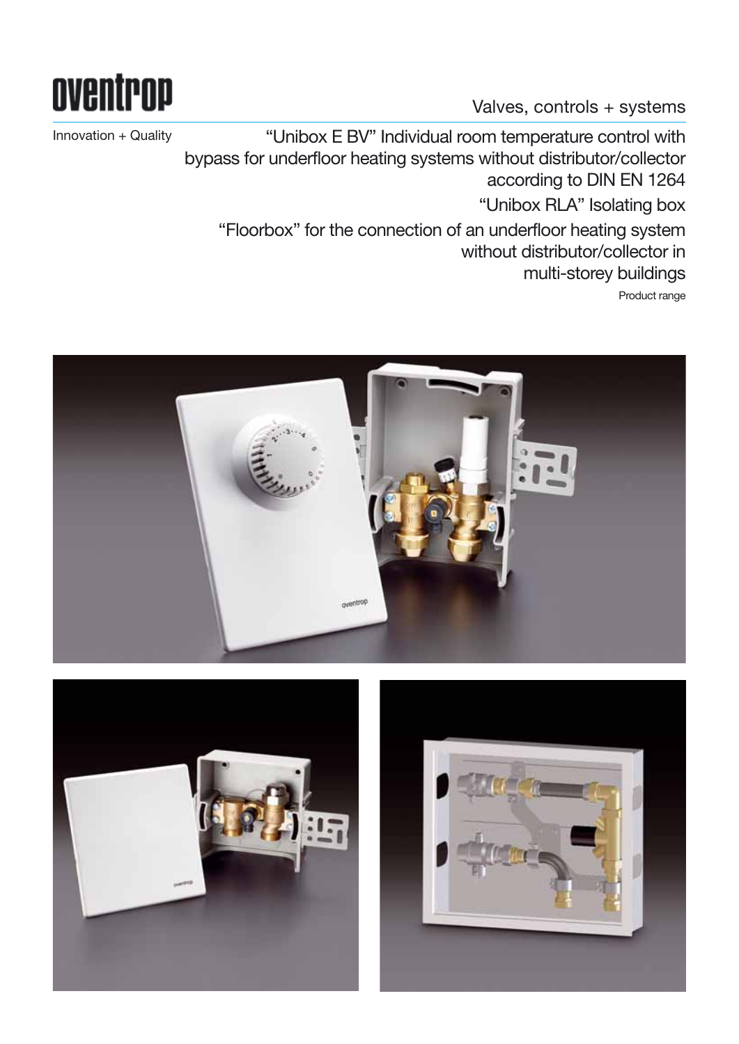# oventrop

Innovation + Quality

Valves, controls + systems

## "Unibox E BV" Individual room temperature control with bypass for underfloor heating systems without distributor/collector according to DIN EN 1264

## "Unibox RLA" Isolating box

## "Floorbox" for the connection of an underfloor heating system without distributor/collector in multi-storey buildings

Product range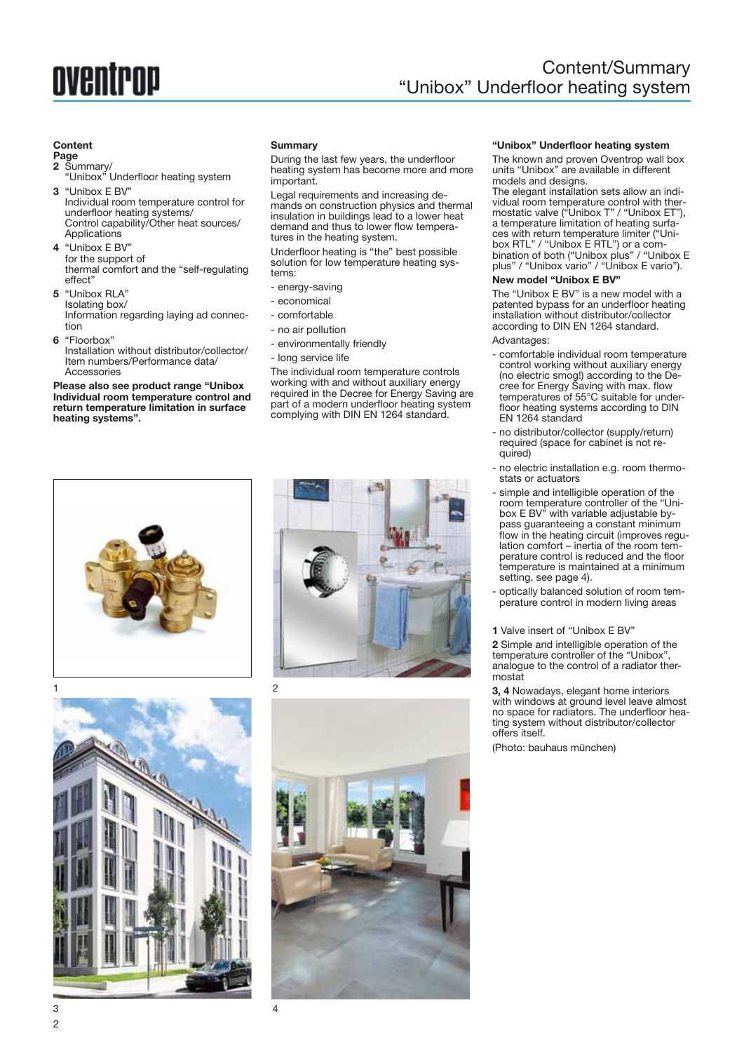# Content/Summary "Unibox" Underfloor heating system

**Content**

**Page**

**2** Summary/ "Unibox" Underfloor heating system

**3** "Unibox E BV" Individual room temperature control for underfloor heating systems/ Control capability/Other heat sources/ Applications

**4** "Unibox E BV" for the support of thermal comfort and the "self-regulating effect"

**5** "Unibox RLA" Isolating box/ Information regarding laying ad connection

**6** "Floorbox" Installation without distributor/collector/ Item numbers/Performance data/ Accessories

**Please also see product range "Unibox Individual room temperature control and return temperature limitation in surface heating systems".**

**Summary**

During the last few years, the underfloor heating system has become more and more important.

Legal requirements and increasing demands on construction physics and thermal insulation in buildings lead to a lower heat demand and thus to lower flow temperatures in the heating system.

Underfloor heating is "the" best possible solution for low temperature heating systems:

- energy-saving
- economical
- comfortable
- no air pollution
- environmentally friendly
- long service life

The individual room temperature controls working with and without auxiliary energy required in the Decree for Energy Saving are part of a modern underfloor heating system complying with DIN EN 1264 standard.

**"Unibox" Underfloor heating system**

The known and proven Oventrop wall box units "Unibox" are available in different models and designs.
The elegant installation sets allow an individual room temperature control with thermostatic valve ("Unibox T" / "Unibox ET"), a temperature limitation of heating surfaces with return temperature limiter ("Unibox RTL" / "Unibox E RTL") or a combination of both ("Unibox plus" / "Unibox E plus" / "Unibox vario" / "Unibox E vario").

**New model "Unibox E BV"**

The "Unibox E BV" is a new model with a patented bypass for an underfloor heating installation without distributor/collector according to DIN EN 1264 standard.

Advantages:

- comfortable individual room temperature control working without auxiliary energy (no electric smog!) according to the Decree for Energy Saving with max. flow temperatures of 55°C suitable for underfloor heating systems according to DIN EN 1264 standard
- no distributor/collector (supply/return) required (space for cabinet is not required)
- no electric installation e.g. room thermostats or actuators
- simple and intelligible operation of the room temperature controller of the "Unibox E BV" with variable adjustable bypass guaranteeing a constant minimum flow in the heating circuit (improves regulation comfort – inertia of the room temperature control is reduced and the floor temperature is maintained at a minimum setting, see page 4).
- optically balanced solution of room temperature control in modern living areas

**1** Valve insert of "Unibox E BV"

**2** Simple and intelligible operation of the temperature controller of the "Unibox", analogue to the control of a radiator thermostat

**3, 4** Nowadays, elegant home interiors with windows at ground level leave almost no space for radiators. The underfloor heating system without distributor/collector offers itself.

(Photo: bauhaus münchen)

1

2

3

4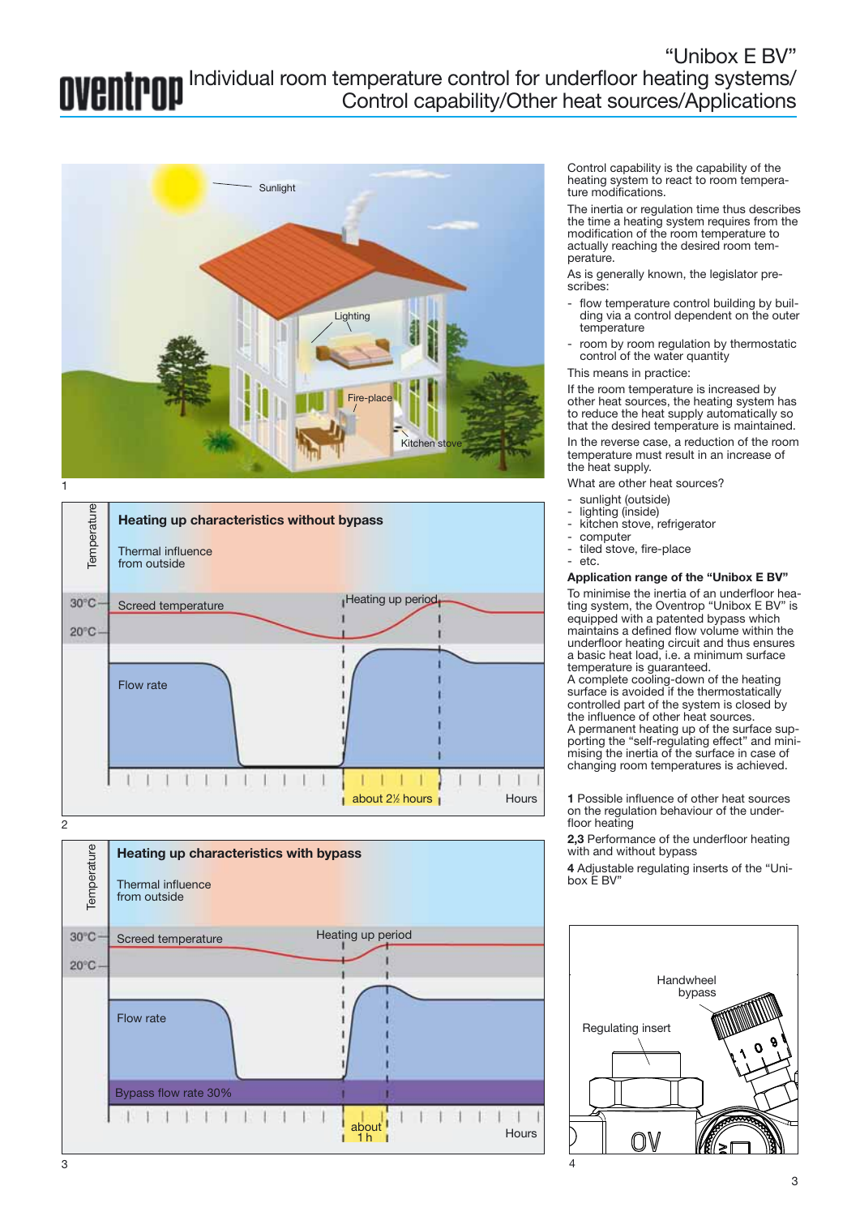# "Unibox E BV"

## Individual room temperature control for underfloor heating systems/ Control capability/Other heat sources/Applications

Control capability is the capability of the heating system to react to room temperature modifications.

The inertia or regulation time thus describes the time a heating system requires from the modification of the room temperature to actually reaching the desired room temperature.

As is generally known, the legislator prescribes:

- flow temperature control building by building via a control dependent on the outer temperature
- room by room regulation by thermostatic control of the water quantity

This means in practice:

If the room temperature is increased by other heat sources, the heating system has to reduce the heat supply automatically so that the desired temperature is maintained.

In the reverse case, a reduction of the room temperature must result in an increase of the heat supply.

What are other heat sources?

- sunlight (outside)
- lighting (inside)
- kitchen stove, refrigerator
- computer
- tiled stove, fire-place
- etc.

**Application range of the "Unibox E BV"**

To minimise the inertia of an underfloor heating system, the Oventrop "Unibox E BV" is equipped with a patented bypass which maintains a defined flow volume within the underfloor heating circuit and thus ensures a basic heat load, i.e. a minimum surface temperature is guaranteed.
A complete cooling-down of the heating surface is avoided if the thermostatically controlled part of the system is closed by the influence of other heat sources.
A permanent heating up of the surface supporting the "self-regulating effect" and minimising the inertia of the surface in case of changing room temperatures is achieved.

**1** Possible influence of other heat sources on the regulation behaviour of the underfloor heating

**2,3** Performance of the underfloor heating with and without bypass

**4** Adjustable regulating inserts of the "Unibox E BV"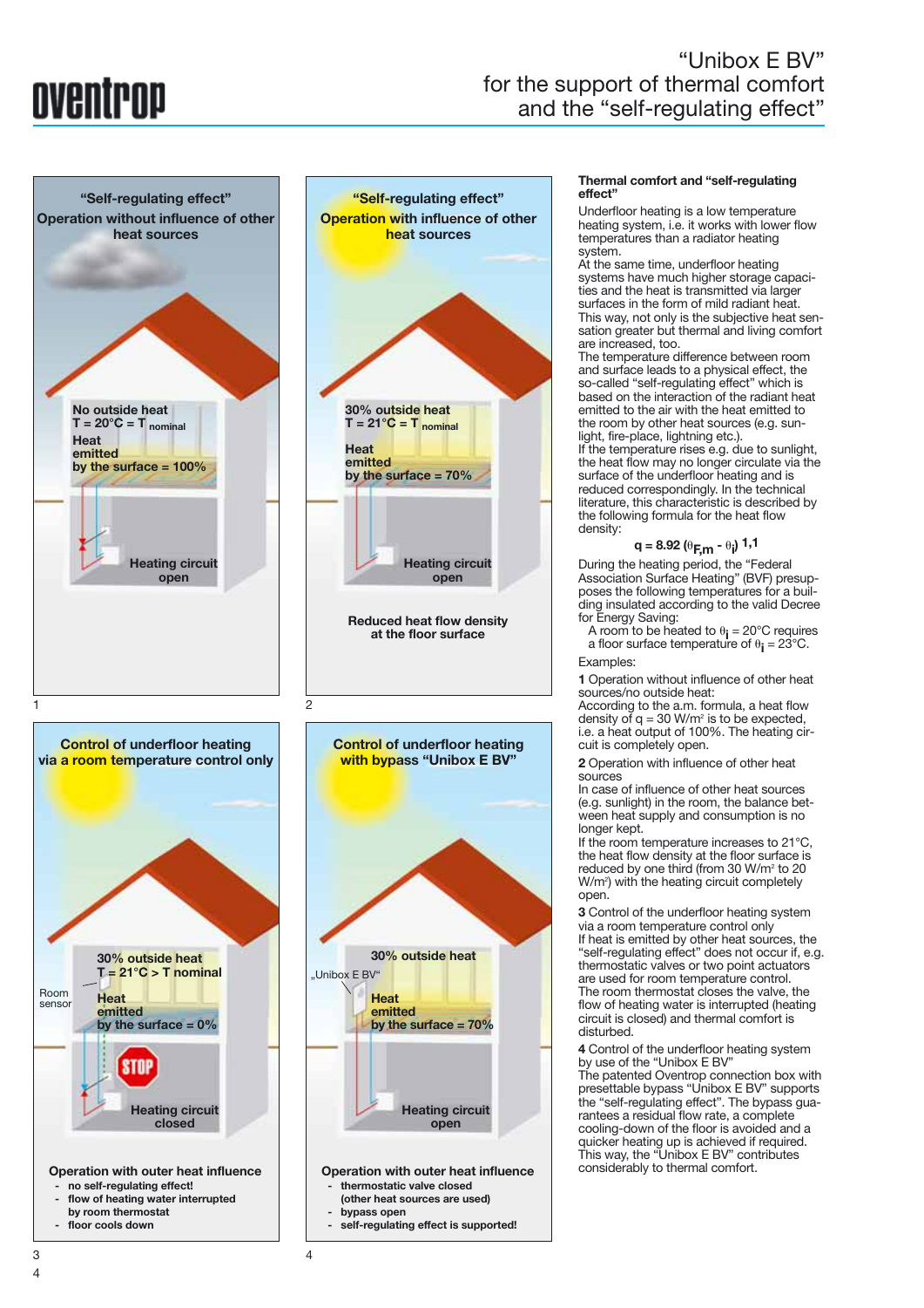# "Unibox E BV" for the support of thermal comfort and the "self-regulating effect"

**"Self-regulating effect"**
**Operation without influence of other heat sources**

No outside heat
T = 20°C = $T_{nominal}$
Heat emitted by the surface = 100%

Heating circuit open

1

**"Self-regulating effect"**
**Operation with influence of other heat sources**

30% outside heat
T = 21°C = $T_{nominal}$
Heat emitted by the surface = 70%

Heating circuit open

**Reduced heat flow density at the floor surface**

2

**Control of underfloor heating via a room temperature control only**

30% outside heat
T = 21°C > T nominal
Room sensor
Heat emitted by the surface = 0%

STOP

Heating circuit closed

**Operation with outer heat influence**
- no self-regulating effect!
- flow of heating water interrupted by room thermostat
- floor cools down

3

**Control of underfloor heating with bypass "Unibox E BV"**

30% outside heat
„Unibox E BV"
Heat emitted by the surface = 70%

Heating circuit open

**Operation with outer heat influence**
- thermostatic valve closed (other heat sources are used)
- bypass open
- self-regulating effect is supported!

4

### Thermal comfort and "self-regulating effect"

Underfloor heating is a low temperature heating system, i.e. it works with lower flow temperatures than a radiator heating system.
At the same time, underfloor heating systems have much higher storage capacities and the heat is transmitted via larger surfaces in the form of mild radiant heat. This way, not only is the subjective heat sensation greater but thermal and living comfort are increased, too.
The temperature difference between room and surface leads to a physical effect, the so-called "self-regulating effect" which is based on the interaction of the radiant heat emitted to the air with the heat emitted to the room by other heat sources (e.g. sunlight, fire-place, lightning etc.).
If the temperature rises e.g. due to sunlight, the heat flow may no longer circulate via the surface of the underfloor heating and is reduced correspondingly. In the technical literature, this characteristic is described by the following formula for the heat flow density:

$$q = 8.92\ (\theta_{F,m} - \theta_i)^{1,1}$$

During the heating period, the "Federal Association Surface Heating" (BVF) presupposes the following temperatures for a building insulated according to the valid Decree for Energy Saving:
A room to be heated to $\theta_i$ = 20°C requires a floor surface temperature of $\theta_i$ = 23°C.

Examples:

**1** Operation without influence of other heat sources/no outside heat:
According to the a.m. formula, a heat flow density of q = 30 W/m² is to be expected, i.e. a heat output of 100%. The heating circuit is completely open.

**2** Operation with influence of other heat sources
In case of influence of other heat sources (e.g. sunlight) in the room, the balance between heat supply and consumption is no longer kept.
If the room temperature increases to 21°C, the heat flow density at the floor surface is reduced by one third (from 30 W/m² to 20 W/m²) with the heating circuit completely open.

**3** Control of the underfloor heating system via a room temperature control only
If heat is emitted by other heat sources, the "self-regulating effect" does not occur if, e.g. thermostatic valves or two point actuators are used for room temperature control.
The room thermostat closes the valve, the flow of heating water is interrupted (heating circuit is closed) and thermal comfort is disturbed.

**4** Control of the underfloor heating system by use of the "Unibox E BV"
The patented Oventrop connection box with presettable bypass "Unibox E BV" supports the "self-regulating effect". The bypass guarantees a residual flow rate, a complete cooling-down of the floor is avoided and a quicker heating up is achieved if required.
This way, the "Unibox E BV" contributes considerably to thermal comfort.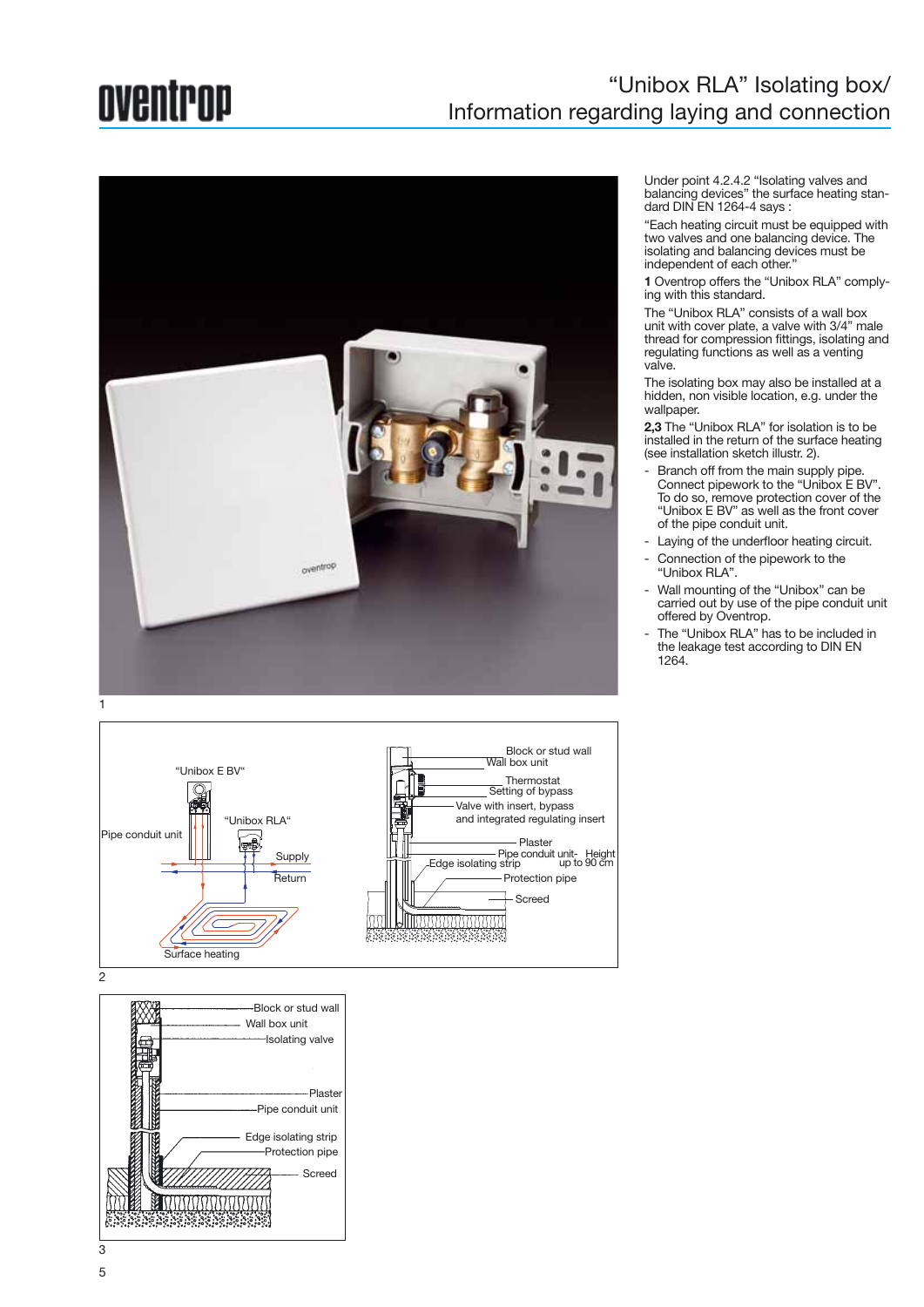# "Unibox RLA" Isolating box/ Information regarding laying and connection

Under point 4.2.4.2 "Isolating valves and balancing devices" the surface heating standard DIN EN 1264-4 says :

"Each heating circuit must be equipped with two valves and one balancing device. The isolating and balancing devices must be independent of each other."

**1** Oventrop offers the "Unibox RLA" complying with this standard.

The "Unibox RLA" consists of a wall box unit with cover plate, a valve with 3/4" male thread for compression fittings, isolating and regulating functions as well as a venting valve.

The isolating box may also be installed at a hidden, non visible location, e.g. under the wallpaper.

**2,3** The "Unibox RLA" for isolation is to be installed in the return of the surface heating (see installation sketch illustr. 2).

- Branch off from the main supply pipe. Connect pipework to the "Unibox E BV". To do so, remove protection cover of the "Unibox E BV" as well as the front cover of the pipe conduit unit.
- Laying of the underfloor heating circuit.
- Connection of the pipework to the "Unibox RLA".
- Wall mounting of the "Unibox" can be carried out by use of the pipe conduit unit offered by Oventrop.
- The "Unibox RLA" has to be included in the leakage test according to DIN EN 1264.

1

"Unibox E BV" — "Unibox RLA" — Pipe conduit unit — Supply — Return — Surface heating

Block or stud wall — Wall box unit — Thermostat — Setting of bypass — Valve with insert, bypass and integrated regulating insert — Plaster — Pipe conduit unit- Height up to 90 cm — Edge isolating strip — Protection pipe — Screed

2

Block or stud wall — Wall box unit — Isolating valve — Plaster — Pipe conduit unit — Edge isolating strip — Protection pipe — Screed

3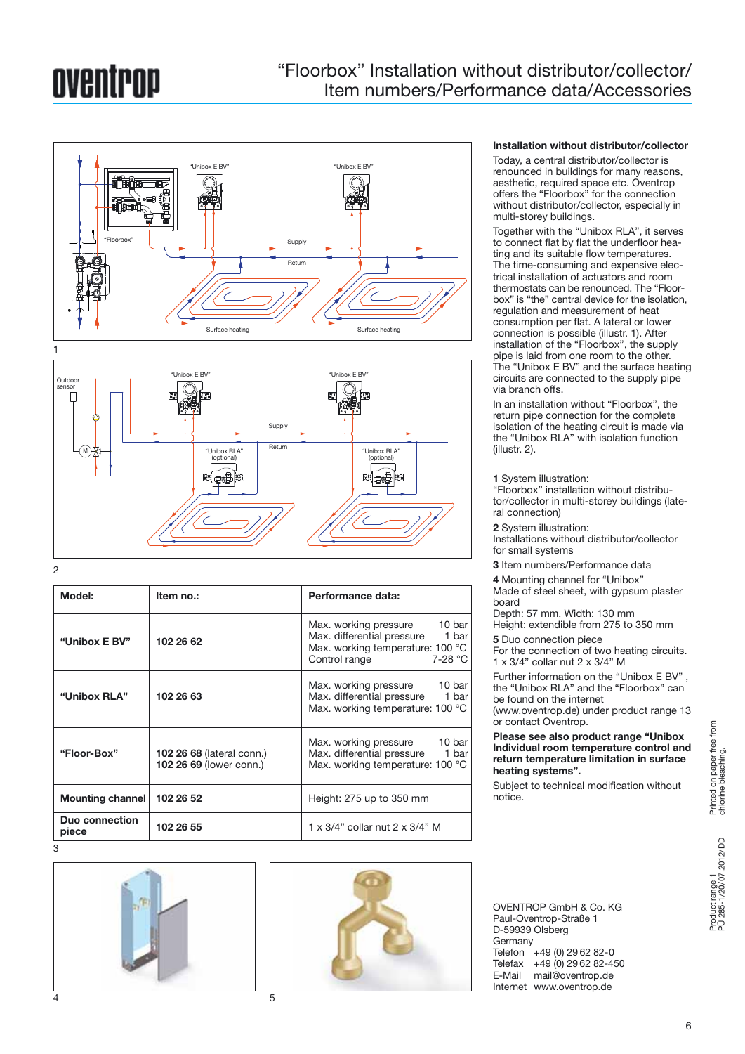# “Floorbox” Installation without distributor/collector/ Item numbers/Performance data/Accessories

“Unibox E BV”

“Unibox E BV”

“Floorbox”

Supply

Return

Surface heating

Surface heating

1

Outdoor sensor

“Unibox E BV”

“Unibox E BV”

Supply

Return

“Unibox RLA” (optional)

“Unibox RLA” (optional)

M

2

| Model: | Item no.: | Performance data: |
|---|---|---|
| **“Unibox E BV”** | **102 26 62** | Max. working pressure 10 bar<br>Max. differential pressure 1 bar<br>Max. working temperature: 100 °C<br>Control range 7-28 °C |
| **“Unibox RLA”** | **102 26 63** | Max. working pressure 10 bar<br>Max. differential pressure 1 bar<br>Max. working temperature: 100 °C |
| **“Floor-Box”** | **102 26 68** (lateral conn.)<br>**102 26 69** (lower conn.) | Max. working pressure 10 bar<br>Max. differential pressure 1 bar<br>Max. working temperature: 100 °C |
| **Mounting channel** | **102 26 52** | Height: 275 up to 350 mm |
| **Duo connection piece** | **102 26 55** | 1 x 3/4” collar nut 2 x 3/4” M |

3

4

5

**Installation without distributor/collector**

Today, a central distributor/collector is renounced in buildings for many reasons, aesthetic, required space etc. Oventrop offers the “Floorbox” for the connection without distributor/collector, especially in multi-storey buildings.

Together with the “Unibox RLA”, it serves to connect flat by flat the underfloor heating and its suitable flow temperatures. The time-consuming and expensive electrical installation of actuators and room thermostats can be renounced. The “Floorbox” is “the” central device for the isolation, regulation and measurement of heat consumption per flat. A lateral or lower connection is possible (illustr. 1). After installation of the “Floorbox”, the supply pipe is laid from one room to the other. The “Unibox E BV” and the surface heating circuits are connected to the supply pipe via branch offs.

In an installation without “Floorbox”, the return pipe connection for the complete isolation of the heating circuit is made via the “Unibox RLA” with isolation function (illustr. 2).

**1** System illustration:
“Floorbox” installation without distributor/collector in multi-storey buildings (lateral connection)

**2** System illustration:
Installations without distributor/collector for small systems

**3** Item numbers/Performance data

**4** Mounting channel for “Unibox”
Made of steel sheet, with gypsum plaster board
Depth: 57 mm, Width: 130 mm
Height: extendible from 275 to 350 mm

**5** Duo connection piece
For the connection of two heating circuits.
1 x 3/4” collar nut 2 x 3/4” M

Further information on the “Unibox E BV”, the “Unibox RLA” and the “Floorbox” can be found on the internet (www.oventrop.de) under product range 13 or contact Oventrop.

**Please see also product range “Unibox Individual room temperature control and return temperature limitation in surface heating systems”.**

Subject to technical modification without notice.

OVENTROP GmbH & Co. KG
Paul-Oventrop-Straße 1
D-59939 Olsberg
Germany
Telefon +49 (0) 29 62 82-0
Telefax +49 (0) 29 62 82-450
E-Mail mail@oventrop.de
Internet www.oventrop.de

Printed on paper free from chlorine bleaching.

Product range 1
PU 285-1/20/07.2012/DD